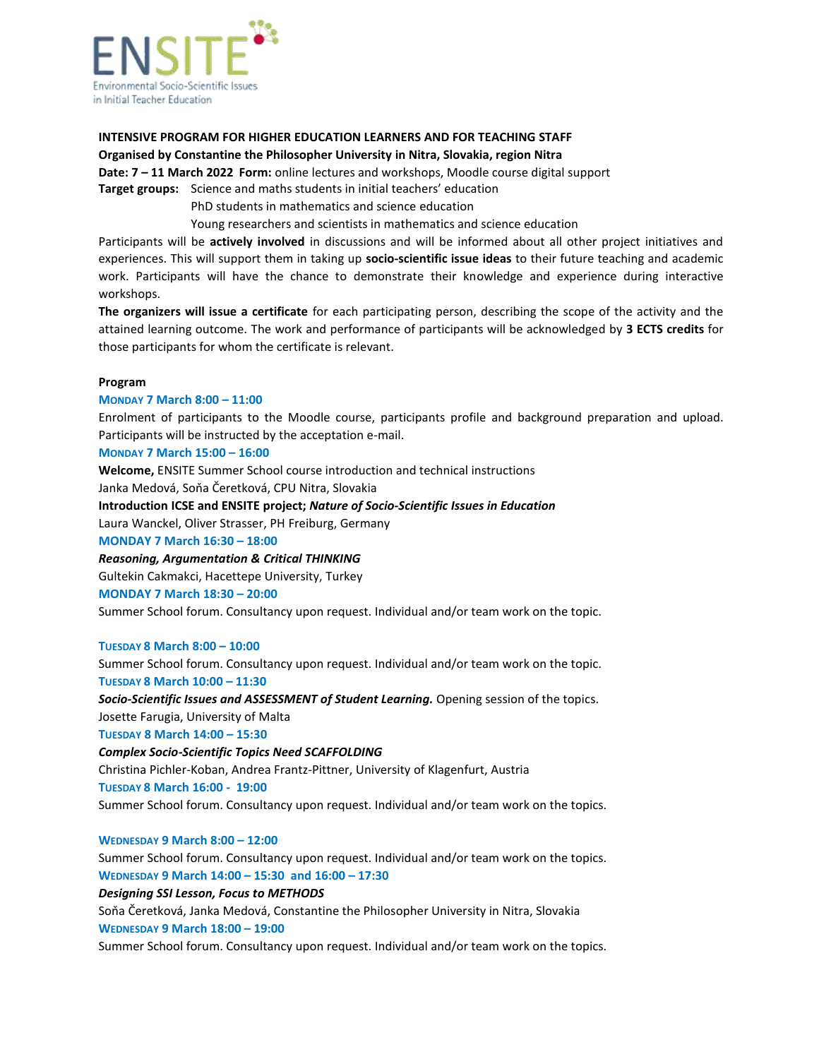ENSITE

Environmental Socio-Scientific Issues in Initial Teacher Education

**INTENSIVE PROGRAM FOR HIGHER EDUCATION LEARNERS AND FOR TEACHING STAFF**

**Organised by Constantine the Philosopher University in Nitra, Slovakia, region Nitra**

**Date: 7 – 11 March 2022** **Form:** online lectures and workshops, Moodle course digital support

**Target groups:** Science and maths students in initial teachers' education
PhD students in mathematics and science education
Young researchers and scientists in mathematics and science education

Participants will be **actively involved** in discussions and will be informed about all other project initiatives and experiences. This will support them in taking up **socio-scientific issue ideas** to their future teaching and academic work. Participants will have the chance to demonstrate their knowledge and experience during interactive workshops.

**The organizers will issue a certificate** for each participating person, describing the scope of the activity and the attained learning outcome. The work and performance of participants will be acknowledged by **3 ECTS credits** for those participants for whom the certificate is relevant.

**Program**

**MONDAY 7 March 8:00 – 11:00**

Enrolment of participants to the Moodle course, participants profile and background preparation and upload. Participants will be instructed by the acceptation e-mail.

**MONDAY 7 March 15:00 – 16:00**

**Welcome,** ENSITE Summer School course introduction and technical instructions
Janka Medová, Soňa Čeretková, CPU Nitra, Slovakia

**Introduction ICSE and ENSITE project;** ***Nature of Socio-Scientific Issues in Education***
Laura Wanckel, Oliver Strasser, PH Freiburg, Germany

**MONDAY 7 March 16:30 – 18:00**

***Reasoning, Argumentation & Critical THINKING***
Gultekin Cakmakci, Hacettepe University, Turkey

**MONDAY 7 March 18:30 – 20:00**

Summer School forum. Consultancy upon request. Individual and/or team work on the topic.

**TUESDAY 8 March 8:00 – 10:00**

Summer School forum. Consultancy upon request. Individual and/or team work on the topic.

**TUESDAY 8 March 10:00 – 11:30**

***Socio-Scientific Issues and ASSESSMENT of Student Learning.*** Opening session of the topics.
Josette Farugia, University of Malta

**TUESDAY 8 March 14:00 – 15:30**

***Complex Socio-Scientific Topics Need SCAFFOLDING***
Christina Pichler-Koban, Andrea Frantz-Pittner, University of Klagenfurt, Austria

**TUESDAY 8 March 16:00 - 19:00**

Summer School forum. Consultancy upon request. Individual and/or team work on the topics.

**WEDNESDAY 9 March 8:00 – 12:00**

Summer School forum. Consultancy upon request. Individual and/or team work on the topics.

**WEDNESDAY 9 March 14:00 – 15:30 and 16:00 – 17:30**

***Designing SSI Lesson, Focus to METHODS***
Soňa Čeretková, Janka Medová, Constantine the Philosopher University in Nitra, Slovakia

**WEDNESDAY 9 March 18:00 – 19:00**

Summer School forum. Consultancy upon request. Individual and/or team work on the topics.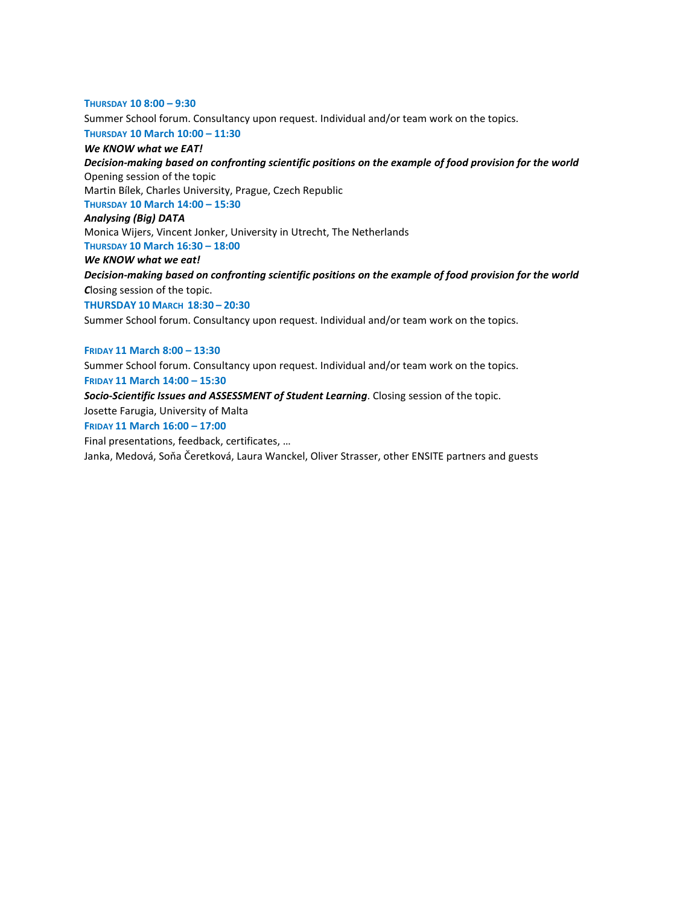**THURSDAY 10 8:00 – 9:30**

Summer School forum. Consultancy upon request. Individual and/or team work on the topics.

**THURSDAY 10 March 10:00 – 11:30**

***We KNOW what we EAT!***

***Decision-making based on confronting scientific positions on the example of food provision for the world***

Opening session of the topic

Martin Bílek, Charles University, Prague, Czech Republic

**THURSDAY 10 March 14:00 – 15:30**

***Analysing (Big) DATA***

Monica Wijers, Vincent Jonker, University in Utrecht, The Netherlands

**THURSDAY 10 March 16:30 – 18:00**

***We KNOW what we eat!***

***Decision-making based on confronting scientific positions on the example of food provision for the world***

***C***losing session of the topic.

**THURSDAY 10 MARCH 18:30 – 20:30**

Summer School forum. Consultancy upon request. Individual and/or team work on the topics.

**FRIDAY 11 March 8:00 – 13:30**

Summer School forum. Consultancy upon request. Individual and/or team work on the topics.

**FRIDAY 11 March 14:00 – 15:30**

***Socio-Scientific Issues and ASSESSMENT of Student Learning***. Closing session of the topic.

Josette Farugia, University of Malta

**FRIDAY 11 March 16:00 – 17:00**

Final presentations, feedback, certificates, …

Janka, Medová, Soňa Čeretková, Laura Wanckel, Oliver Strasser, other ENSITE partners and guests